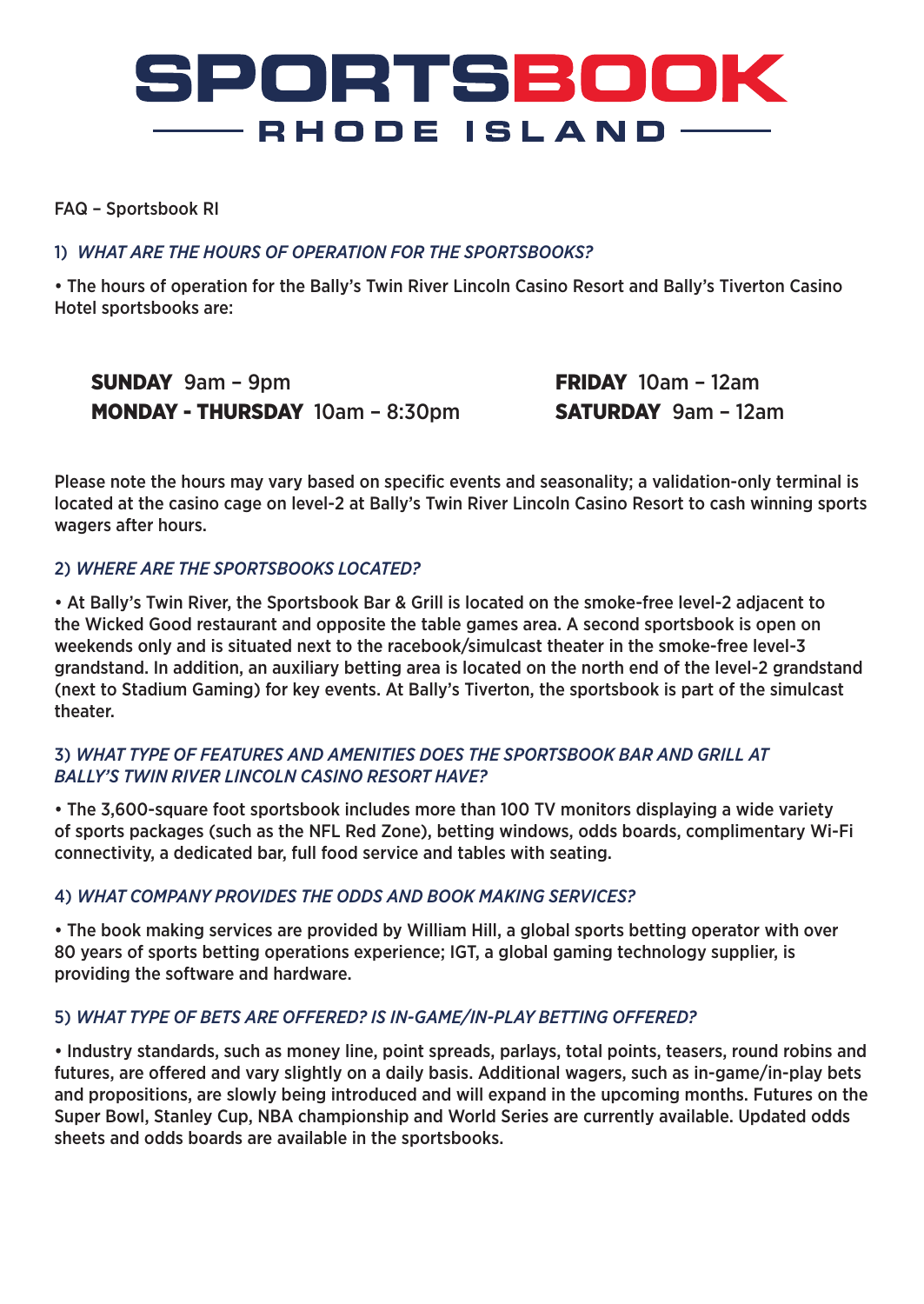# SPORTSBOOK

## RHODE ISLAND

FAQ – Sportsbook RI

### 1) *WHAT ARE THE HOURS OF OPERATION FOR THE SPORTSBOOKS?*

• The hours of operation for the Bally's Twin River Lincoln Casino Resort and Bally's Tiverton Casino Hotel sportsbooks are:

**SUNDAY** 9am – 9pm
**MONDAY - THURSDAY** 10am – 8:30pm
**FRIDAY** 10am – 12am
**SATURDAY** 9am – 12am

Please note the hours may vary based on specific events and seasonality; a validation-only terminal is located at the casino cage on level-2 at Bally's Twin River Lincoln Casino Resort to cash winning sports wagers after hours.

### 2) *WHERE ARE THE SPORTSBOOKS LOCATED?*

• At Bally's Twin River, the Sportsbook Bar & Grill is located on the smoke-free level-2 adjacent to the Wicked Good restaurant and opposite the table games area. A second sportsbook is open on weekends only and is situated next to the racebook/simulcast theater in the smoke-free level-3 grandstand. In addition, an auxiliary betting area is located on the north end of the level-2 grandstand (next to Stadium Gaming) for key events. At Bally's Tiverton, the sportsbook is part of the simulcast theater.

### 3) *WHAT TYPE OF FEATURES AND AMENITIES DOES THE SPORTSBOOK BAR AND GRILL AT BALLY'S TWIN RIVER LINCOLN CASINO RESORT HAVE?*

• The 3,600-square foot sportsbook includes more than 100 TV monitors displaying a wide variety of sports packages (such as the NFL Red Zone), betting windows, odds boards, complimentary Wi-Fi connectivity, a dedicated bar, full food service and tables with seating.

### 4) *WHAT COMPANY PROVIDES THE ODDS AND BOOK MAKING SERVICES?*

• The book making services are provided by William Hill, a global sports betting operator with over 80 years of sports betting operations experience; IGT, a global gaming technology supplier, is providing the software and hardware.

### 5) *WHAT TYPE OF BETS ARE OFFERED? IS IN-GAME/IN-PLAY BETTING OFFERED?*

• Industry standards, such as money line, point spreads, parlays, total points, teasers, round robins and futures, are offered and vary slightly on a daily basis. Additional wagers, such as in-game/in-play bets and propositions, are slowly being introduced and will expand in the upcoming months. Futures on the Super Bowl, Stanley Cup, NBA championship and World Series are currently available. Updated odds sheets and odds boards are available in the sportsbooks.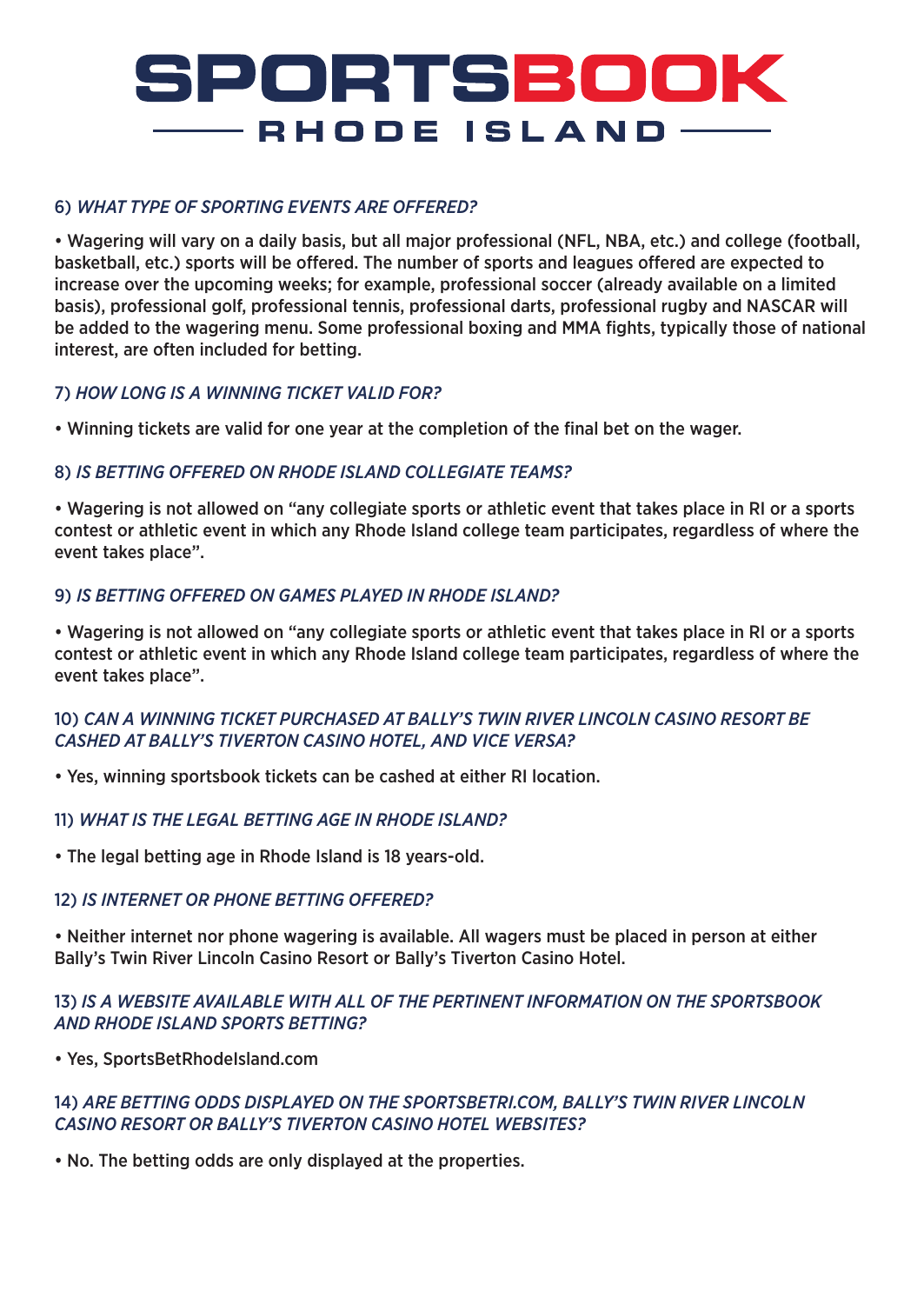# SPORTSBOOK

## RHODE ISLAND

6) *WHAT TYPE OF SPORTING EVENTS ARE OFFERED?*

- Wagering will vary on a daily basis, but all major professional (NFL, NBA, etc.) and college (football, basketball, etc.) sports will be offered. The number of sports and leagues offered are expected to increase over the upcoming weeks; for example, professional soccer (already available on a limited basis), professional golf, professional tennis, professional darts, professional rugby and NASCAR will be added to the wagering menu. Some professional boxing and MMA fights, typically those of national interest, are often included for betting.

7) *HOW LONG IS A WINNING TICKET VALID FOR?*

- Winning tickets are valid for one year at the completion of the final bet on the wager.

8) *IS BETTING OFFERED ON RHODE ISLAND COLLEGIATE TEAMS?*

- Wagering is not allowed on "any collegiate sports or athletic event that takes place in RI or a sports contest or athletic event in which any Rhode Island college team participates, regardless of where the event takes place".

9) *IS BETTING OFFERED ON GAMES PLAYED IN RHODE ISLAND?*

- Wagering is not allowed on "any collegiate sports or athletic event that takes place in RI or a sports contest or athletic event in which any Rhode Island college team participates, regardless of where the event takes place".

10) *CAN A WINNING TICKET PURCHASED AT BALLY'S TWIN RIVER LINCOLN CASINO RESORT BE CASHED AT BALLY'S TIVERTON CASINO HOTEL, AND VICE VERSA?*

- Yes, winning sportsbook tickets can be cashed at either RI location.

11) *WHAT IS THE LEGAL BETTING AGE IN RHODE ISLAND?*

- The legal betting age in Rhode Island is 18 years-old.

12) *IS INTERNET OR PHONE BETTING OFFERED?*

- Neither internet nor phone wagering is available. All wagers must be placed in person at either Bally's Twin River Lincoln Casino Resort or Bally's Tiverton Casino Hotel.

13) *IS A WEBSITE AVAILABLE WITH ALL OF THE PERTINENT INFORMATION ON THE SPORTSBOOK AND RHODE ISLAND SPORTS BETTING?*

- Yes, SportsBetRhodeIsland.com

14) *ARE BETTING ODDS DISPLAYED ON THE SPORTSBETRI.COM, BALLY'S TWIN RIVER LINCOLN CASINO RESORT OR BALLY'S TIVERTON CASINO HOTEL WEBSITES?*

- No. The betting odds are only displayed at the properties.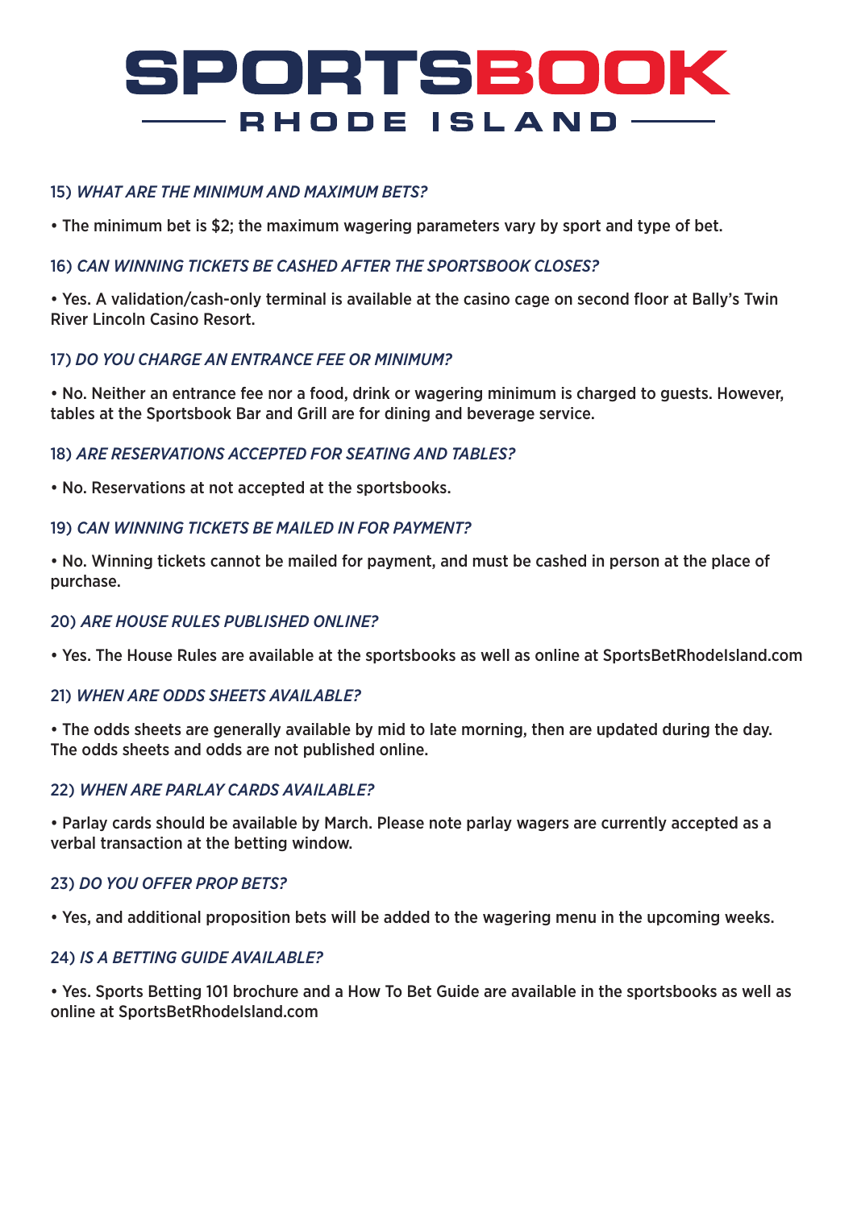# SPORTSBOOK

## RHODE ISLAND

15) *WHAT ARE THE MINIMUM AND MAXIMUM BETS?*

- The minimum bet is $2; the maximum wagering parameters vary by sport and type of bet.

16) *CAN WINNING TICKETS BE CASHED AFTER THE SPORTSBOOK CLOSES?*

- Yes. A validation/cash-only terminal is available at the casino cage on second floor at Bally's Twin River Lincoln Casino Resort.

17) *DO YOU CHARGE AN ENTRANCE FEE OR MINIMUM?*

- No. Neither an entrance fee nor a food, drink or wagering minimum is charged to guests. However, tables at the Sportsbook Bar and Grill are for dining and beverage service.

18) *ARE RESERVATIONS ACCEPTED FOR SEATING AND TABLES?*

- No. Reservations at not accepted at the sportsbooks.

19) *CAN WINNING TICKETS BE MAILED IN FOR PAYMENT?*

- No. Winning tickets cannot be mailed for payment, and must be cashed in person at the place of purchase.

20) *ARE HOUSE RULES PUBLISHED ONLINE?*

- Yes. The House Rules are available at the sportsbooks as well as online at SportsBetRhodeIsland.com

21) *WHEN ARE ODDS SHEETS AVAILABLE?*

- The odds sheets are generally available by mid to late morning, then are updated during the day. The odds sheets and odds are not published online.

22) *WHEN ARE PARLAY CARDS AVAILABLE?*

- Parlay cards should be available by March. Please note parlay wagers are currently accepted as a verbal transaction at the betting window.

23) *DO YOU OFFER PROP BETS?*

- Yes, and additional proposition bets will be added to the wagering menu in the upcoming weeks.

24) *IS A BETTING GUIDE AVAILABLE?*

- Yes. Sports Betting 101 brochure and a How To Bet Guide are available in the sportsbooks as well as online at SportsBetRhodeIsland.com